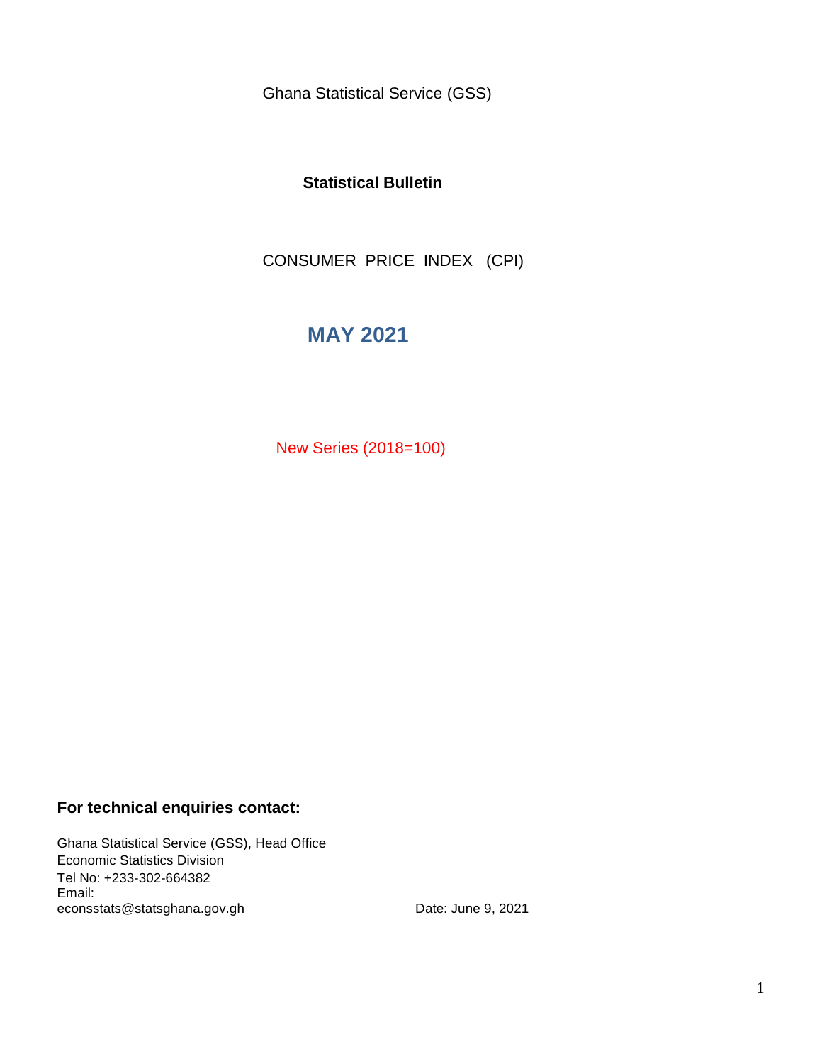Ghana Statistical Service (GSS)

**Statistical Bulletin**

CONSUMER PRICE INDEX (CPI)

# MAY 2021

New Series (2018=100)

**For technical enquiries contact:**

Ghana Statistical Service (GSS), Head Office
Economic Statistics Division
Tel No: +233-302-664382
Email:
econsstats@statsghana.gov.gh

Date: June 9, 2021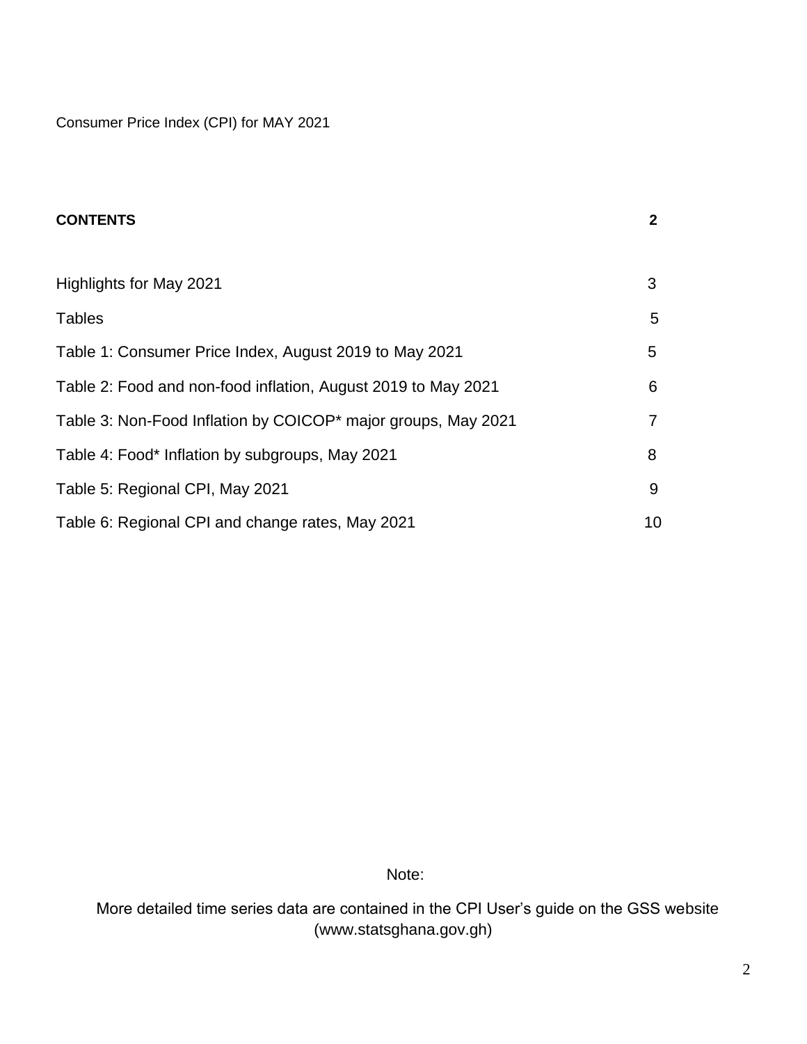Consumer Price Index (CPI) for MAY 2021

**CONTENTS** **2**

| | |
|---|---|
| Highlights for May 2021 | 3 |
| Tables | 5 |
| Table 1: Consumer Price Index, August 2019 to May 2021 | 5 |
| Table 2: Food and non-food inflation, August 2019 to May 2021 | 6 |
| Table 3: Non-Food Inflation by COICOP* major groups, May 2021 | 7 |
| Table 4: Food* Inflation by subgroups, May 2021 | 8 |
| Table 5: Regional CPI, May 2021 | 9 |
| Table 6: Regional CPI and change rates, May 2021 | 10 |

Note:

More detailed time series data are contained in the CPI User's guide on the GSS website (www.statsghana.gov.gh)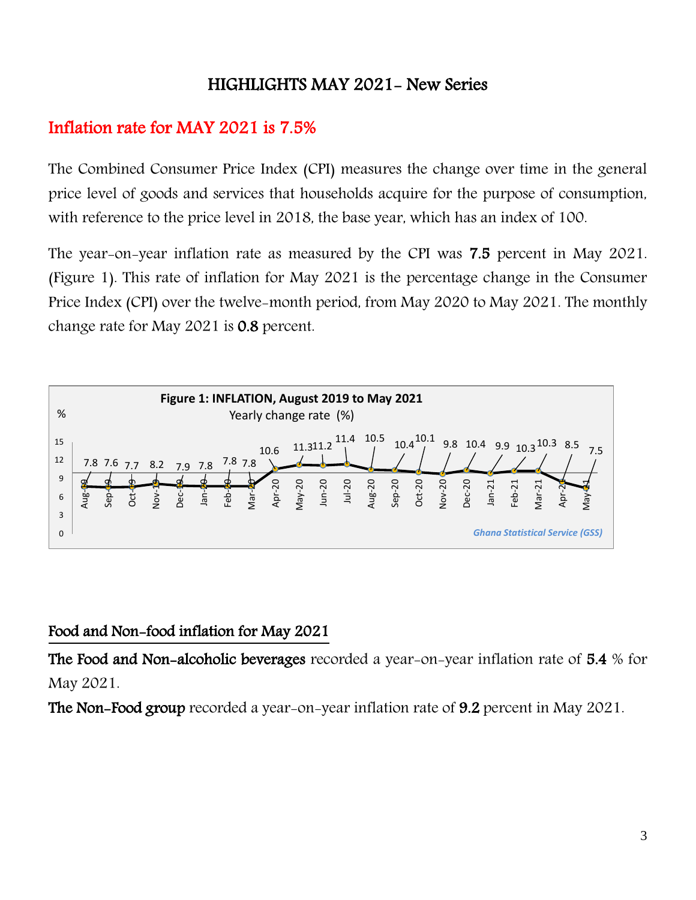## HIGHLIGHTS MAY 2021- New Series

### Inflation rate for MAY 2021 is 7.5%

The Combined Consumer Price Index (CPI) measures the change over time in the general price level of goods and services that households acquire for the purpose of consumption, with reference to the price level in 2018, the base year, which has an index of 100.

The year-on-year inflation rate as measured by the CPI was **7.5** percent in May 2021. (Figure 1). This rate of inflation for May 2021 is the percentage change in the Consumer Price Index (CPI) over the twelve-month period, from May 2020 to May 2021. The monthly change rate for May 2021 is **0.8** percent.

**Figure 1: INFLATION, August 2019 to May 2021**

Yearly change rate (%)

| Month | % |
|---|---|
| Aug-19 | 7.8 |
| Sep-19 | 7.6 |
| Oct-19 | 7.7 |
| Nov-19 | 8.2 |
| Dec-19 | 7.9 |
| Jan-20 | 7.8 |
| Feb-20 | 7.8 |
| Mar-20 | 7.8 |
| Apr-20 | 10.6 |
| May-20 | 11.3 |
| Jun-20 | 11.2 |
| Jul-20 | 11.4 |
| Aug-20 | 10.5 |
| Sep-20 | 10.4 |
| Oct-20 | 10.1 |
| Nov-20 | 9.8 |
| Dec-20 | 10.4 |
| Jan-21 | 9.9 |
| Feb-21 | 10.3 |
| Mar-21 | 10.3 |
| Apr-21 | 8.5 |
| May-21 | 7.5 |

*Ghana Statistical Service (GSS)*

### Food and Non-food inflation for May 2021

**The Food and Non-alcoholic beverages** recorded a year-on-year inflation rate of **5.4** % for May 2021.

**The Non-Food group** recorded a year-on-year inflation rate of **9.2** percent in May 2021.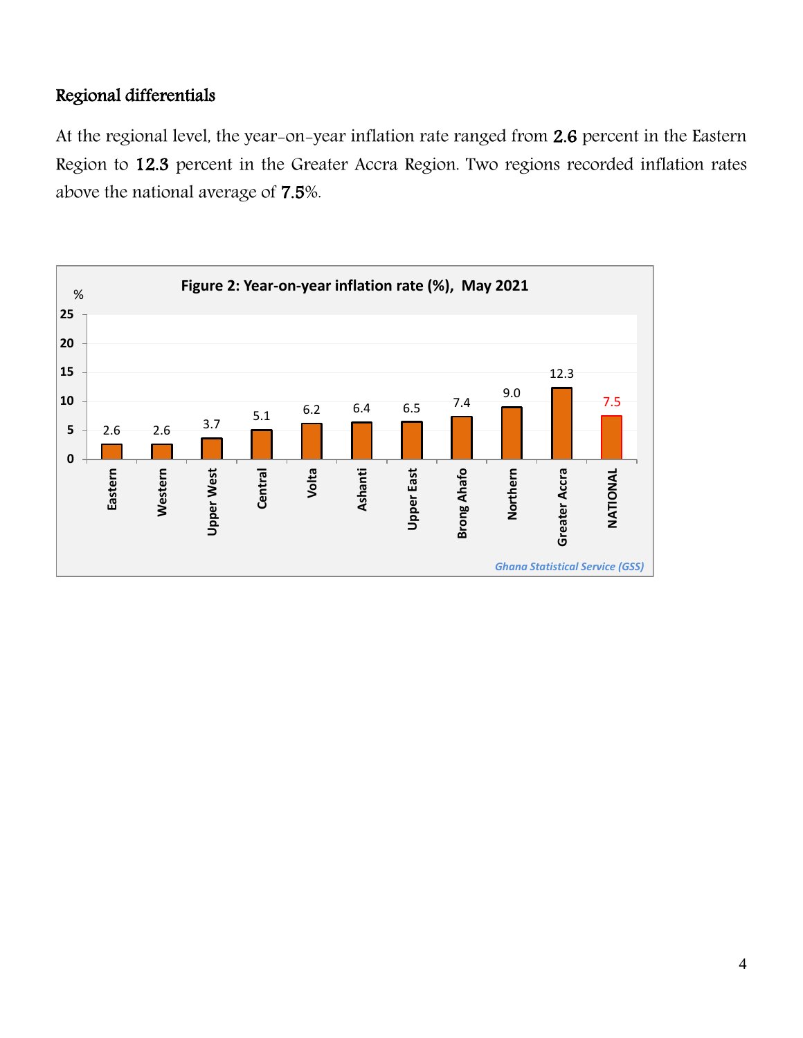## Regional differentials

At the regional level, the year-on-year inflation rate ranged from 2.6 percent in the Eastern Region to 12.3 percent in the Greater Accra Region. Two regions recorded inflation rates above the national average of 7.5%.

**Figure 2: Year-on-year inflation rate (%), May 2021**

| Region | % |
|---|---|
| Eastern | 2.6 |
| Western | 2.6 |
| Upper West | 3.7 |
| Central | 5.1 |
| Volta | 6.2 |
| Ashanti | 6.4 |
| Upper East | 6.5 |
| Brong Ahafo | 7.4 |
| Northern | 9.0 |
| Greater Accra | 12.3 |
| NATIONAL | 7.5 |

*Ghana Statistical Service (GSS)*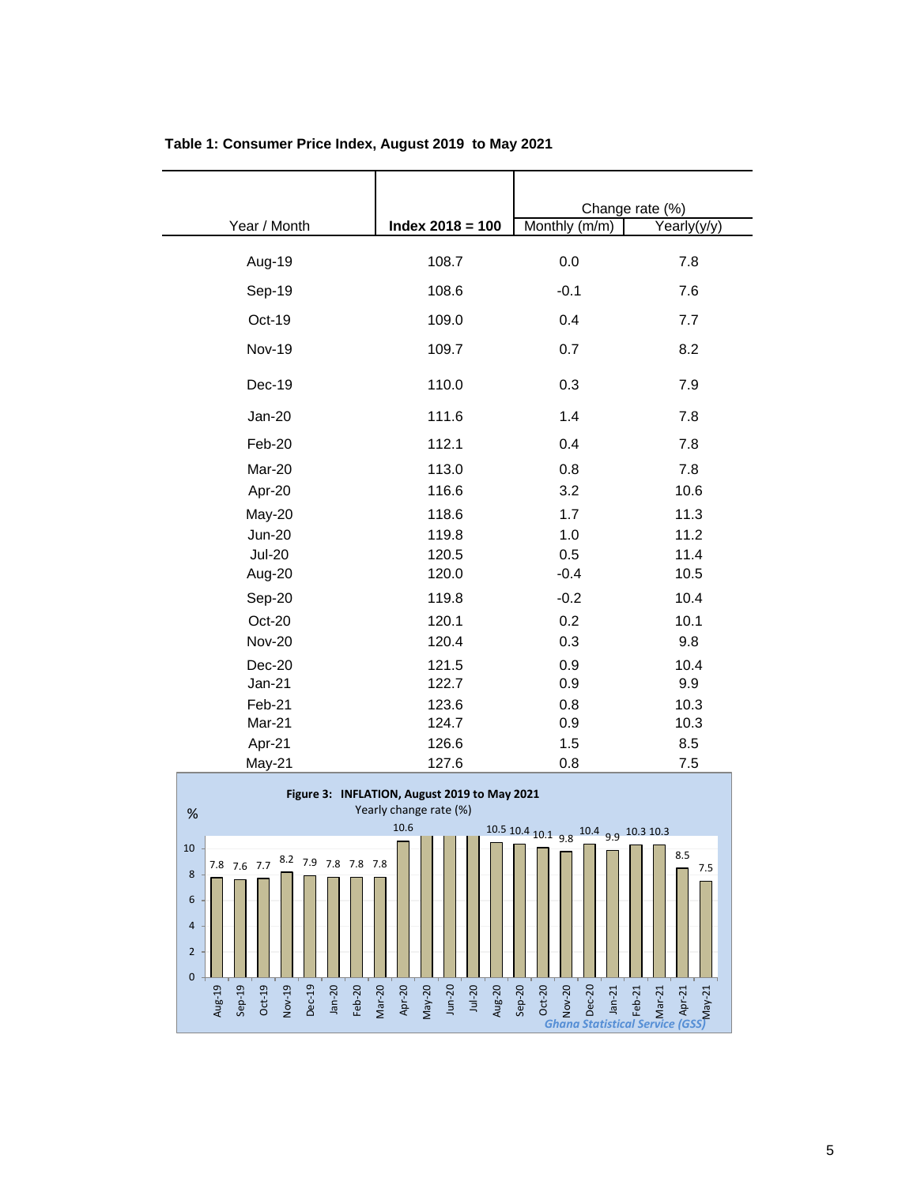**Table 1: Consumer Price Index, August 2019 to May 2021**

| Year / Month | Index 2018 = 100 | Change rate (%) | |
|---|---|---|---|
| | | Monthly (m/m) | Yearly(y/y) |
| Aug-19 | 108.7 | 0.0 | 7.8 |
| Sep-19 | 108.6 | -0.1 | 7.6 |
| Oct-19 | 109.0 | 0.4 | 7.7 |
| Nov-19 | 109.7 | 0.7 | 8.2 |
| Dec-19 | 110.0 | 0.3 | 7.9 |
| Jan-20 | 111.6 | 1.4 | 7.8 |
| Feb-20 | 112.1 | 0.4 | 7.8 |
| Mar-20 | 113.0 | 0.8 | 7.8 |
| Apr-20 | 116.6 | 3.2 | 10.6 |
| May-20 | 118.6 | 1.7 | 11.3 |
| Jun-20 | 119.8 | 1.0 | 11.2 |
| Jul-20 | 120.5 | 0.5 | 11.4 |
| Aug-20 | 120.0 | -0.4 | 10.5 |
| Sep-20 | 119.8 | -0.2 | 10.4 |
| Oct-20 | 120.1 | 0.2 | 10.1 |
| Nov-20 | 120.4 | 0.3 | 9.8 |
| Dec-20 | 121.5 | 0.9 | 10.4 |
| Jan-21 | 122.7 | 0.9 | 9.9 |
| Feb-21 | 123.6 | 0.8 | 10.3 |
| Mar-21 | 124.7 | 0.9 | 10.3 |
| Apr-21 | 126.6 | 1.5 | 8.5 |
| May-21 | 127.6 | 0.8 | 7.5 |

**Figure 3: INFLATION, August 2019 to May 2021**

Yearly change rate (%)

Ghana Statistical Service (GSS)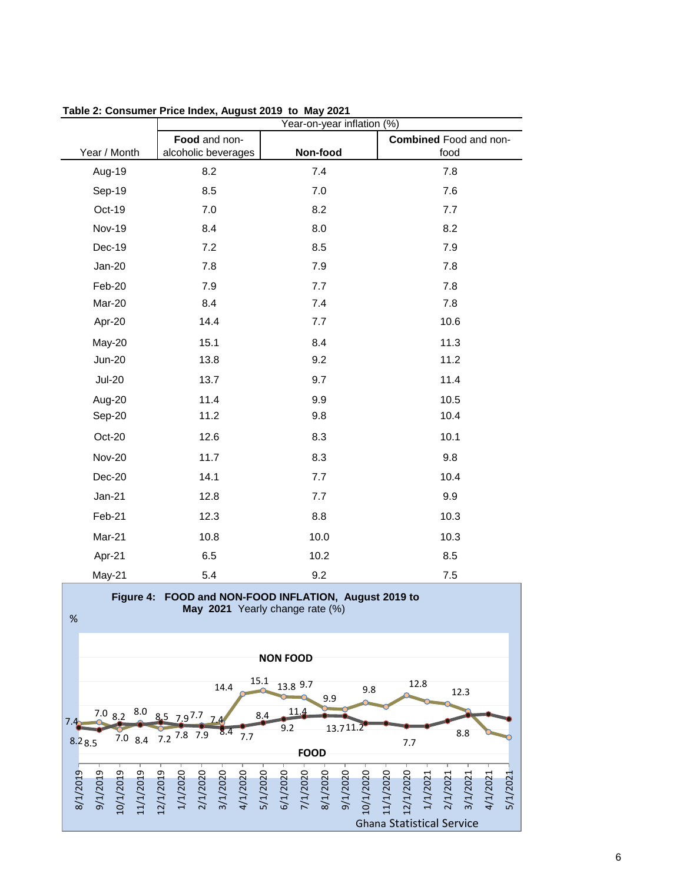**Table 2: Consumer Price Index, August 2019 to May 2021**

| Year / Month | Year-on-year inflation (%) | | |
|---|---|---|---|
| | **Food** and non-alcoholic beverages | **Non-food** | **Combined** Food and non-food |
| Aug-19 | 8.2 | 7.4 | 7.8 |
| Sep-19 | 8.5 | 7.0 | 7.6 |
| Oct-19 | 7.0 | 8.2 | 7.7 |
| Nov-19 | 8.4 | 8.0 | 8.2 |
| Dec-19 | 7.2 | 8.5 | 7.9 |
| Jan-20 | 7.8 | 7.9 | 7.8 |
| Feb-20 | 7.9 | 7.7 | 7.8 |
| Mar-20 | 8.4 | 7.4 | 7.8 |
| Apr-20 | 14.4 | 7.7 | 10.6 |
| May-20 | 15.1 | 8.4 | 11.3 |
| Jun-20 | 13.8 | 9.2 | 11.2 |
| Jul-20 | 13.7 | 9.7 | 11.4 |
| Aug-20 | 11.4 | 9.9 | 10.5 |
| Sep-20 | 11.2 | 9.8 | 10.4 |
| Oct-20 | 12.6 | 8.3 | 10.1 |
| Nov-20 | 11.7 | 8.3 | 9.8 |
| Dec-20 | 14.1 | 7.7 | 10.4 |
| Jan-21 | 12.8 | 7.7 | 9.9 |
| Feb-21 | 12.3 | 8.8 | 10.3 |
| Mar-21 | 10.8 | 10.0 | 10.3 |
| Apr-21 | 6.5 | 10.2 | 8.5 |
| May-21 | 5.4 | 9.2 | 7.5 |

**Figure 4: FOOD and NON-FOOD INFLATION, August 2019 to May 2021** Yearly change rate (%)

Ghana Statistical Service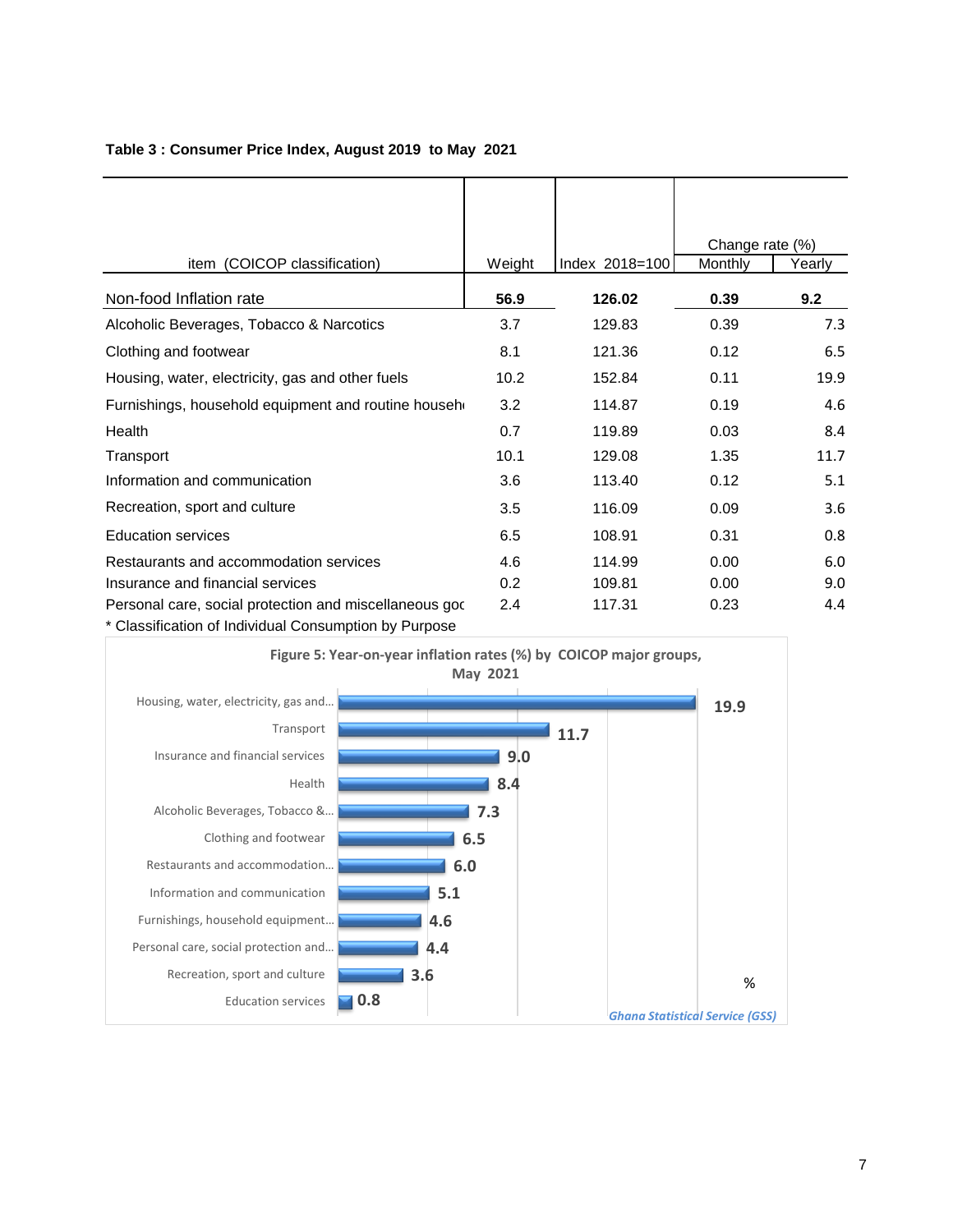**Table 3 : Consumer Price Index, August 2019 to May 2021**

| item (COICOP classification) | Weight | Index 2018=100 | Change rate (%) | |
|---|---|---|---|---|
| | | | Monthly | Yearly |
| **Non-food Inflation rate** | **56.9** | **126.02** | **0.39** | **9.2** |
| Alcoholic Beverages, Tobacco & Narcotics | 3.7 | 129.83 | 0.39 | 7.3 |
| Clothing and footwear | 8.1 | 121.36 | 0.12 | 6.5 |
| Housing, water, electricity, gas and other fuels | 10.2 | 152.84 | 0.11 | 19.9 |
| Furnishings, household equipment and routine househ | 3.2 | 114.87 | 0.19 | 4.6 |
| Health | 0.7 | 119.89 | 0.03 | 8.4 |
| Transport | 10.1 | 129.08 | 1.35 | 11.7 |
| Information and communication | 3.6 | 113.40 | 0.12 | 5.1 |
| Recreation, sport and culture | 3.5 | 116.09 | 0.09 | 3.6 |
| Education services | 6.5 | 108.91 | 0.31 | 0.8 |
| Restaurants and accommodation services | 4.6 | 114.99 | 0.00 | 6.0 |
| Insurance and financial services | 0.2 | 109.81 | 0.00 | 9.0 |
| Personal care, social protection and miscellaneous goc | 2.4 | 117.31 | 0.23 | 4.4 |

* Classification of Individual Consumption by Purpose

**Figure 5: Year-on-year inflation rates (%) by COICOP major groups, May 2021**

| COICOP major group | % |
|---|---|
| Housing, water, electricity, gas and... | 19.9 |
| Transport | 11.7 |
| Insurance and financial services | 9.0 |
| Health | 8.4 |
| Alcoholic Beverages, Tobacco &... | 7.3 |
| Clothing and footwear | 6.5 |
| Restaurants and accommodation... | 6.0 |
| Information and communication | 5.1 |
| Furnishings, household equipment... | 4.6 |
| Personal care, social protection and... | 4.4 |
| Recreation, sport and culture | 3.6 |
| Education services | 0.8 |

*Ghana Statistical Service (GSS)*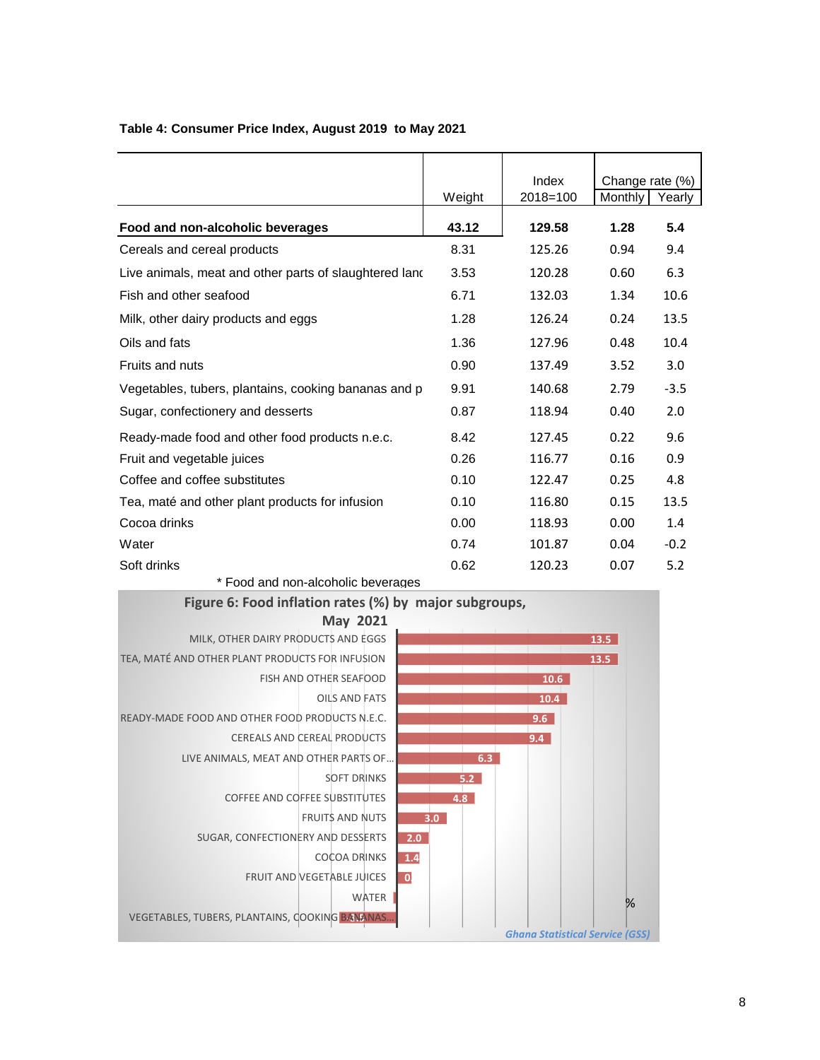**Table 4: Consumer Price Index, August 2019 to May 2021**

| | Weight | Index 2018=100 | Change rate (%) | |
|---|---|---|---|---|
| | | | Monthly | Yearly |
| **Food and non-alcoholic beverages** | **43.12** | **129.58** | **1.28** | **5.4** |
| Cereals and cereal products | 8.31 | 125.26 | 0.94 | 9.4 |
| Live animals, meat and other parts of slaughtered lanc | 3.53 | 120.28 | 0.60 | 6.3 |
| Fish and other seafood | 6.71 | 132.03 | 1.34 | 10.6 |
| Milk, other dairy products and eggs | 1.28 | 126.24 | 0.24 | 13.5 |
| Oils and fats | 1.36 | 127.96 | 0.48 | 10.4 |
| Fruits and nuts | 0.90 | 137.49 | 3.52 | 3.0 |
| Vegetables, tubers, plantains, cooking bananas and p | 9.91 | 140.68 | 2.79 | -3.5 |
| Sugar, confectionery and desserts | 0.87 | 118.94 | 0.40 | 2.0 |
| Ready-made food and other food products n.e.c. | 8.42 | 127.45 | 0.22 | 9.6 |
| Fruit and vegetable juices | 0.26 | 116.77 | 0.16 | 0.9 |
| Coffee and coffee substitutes | 0.10 | 122.47 | 0.25 | 4.8 |
| Tea, maté and other plant products for infusion | 0.10 | 116.80 | 0.15 | 13.5 |
| Cocoa drinks | 0.00 | 118.93 | 0.00 | 1.4 |
| Water | 0.74 | 101.87 | 0.04 | -0.2 |
| Soft drinks | 0.62 | 120.23 | 0.07 | 5.2 |

\* Food and non-alcoholic beverages

**Figure 6: Food inflation rates (%) by major subgroups, May 2021**

| Subgroup | % |
|---|---|
| MILK, OTHER DAIRY PRODUCTS AND EGGS | 13.5 |
| TEA, MATÉ AND OTHER PLANT PRODUCTS FOR INFUSION | 13.5 |
| FISH AND OTHER SEAFOOD | 10.6 |
| OILS AND FATS | 10.4 |
| READY-MADE FOOD AND OTHER FOOD PRODUCTS N.E.C. | 9.6 |
| CEREALS AND CEREAL PRODUCTS | 9.4 |
| LIVE ANIMALS, MEAT AND OTHER PARTS OF... | 6.3 |
| SOFT DRINKS | 5.2 |
| COFFEE AND COFFEE SUBSTITUTES | 4.8 |
| FRUITS AND NUTS | 3.0 |
| SUGAR, CONFECTIONERY AND DESSERTS | 2.0 |
| COCOA DRINKS | 1.4 |
| FRUIT AND VEGETABLE JUICES | 0 |
| WATER | |
| VEGETABLES, TUBERS, PLANTAINS, COOKING BANANAS... | |

*Ghana Statistical Service (GSS)*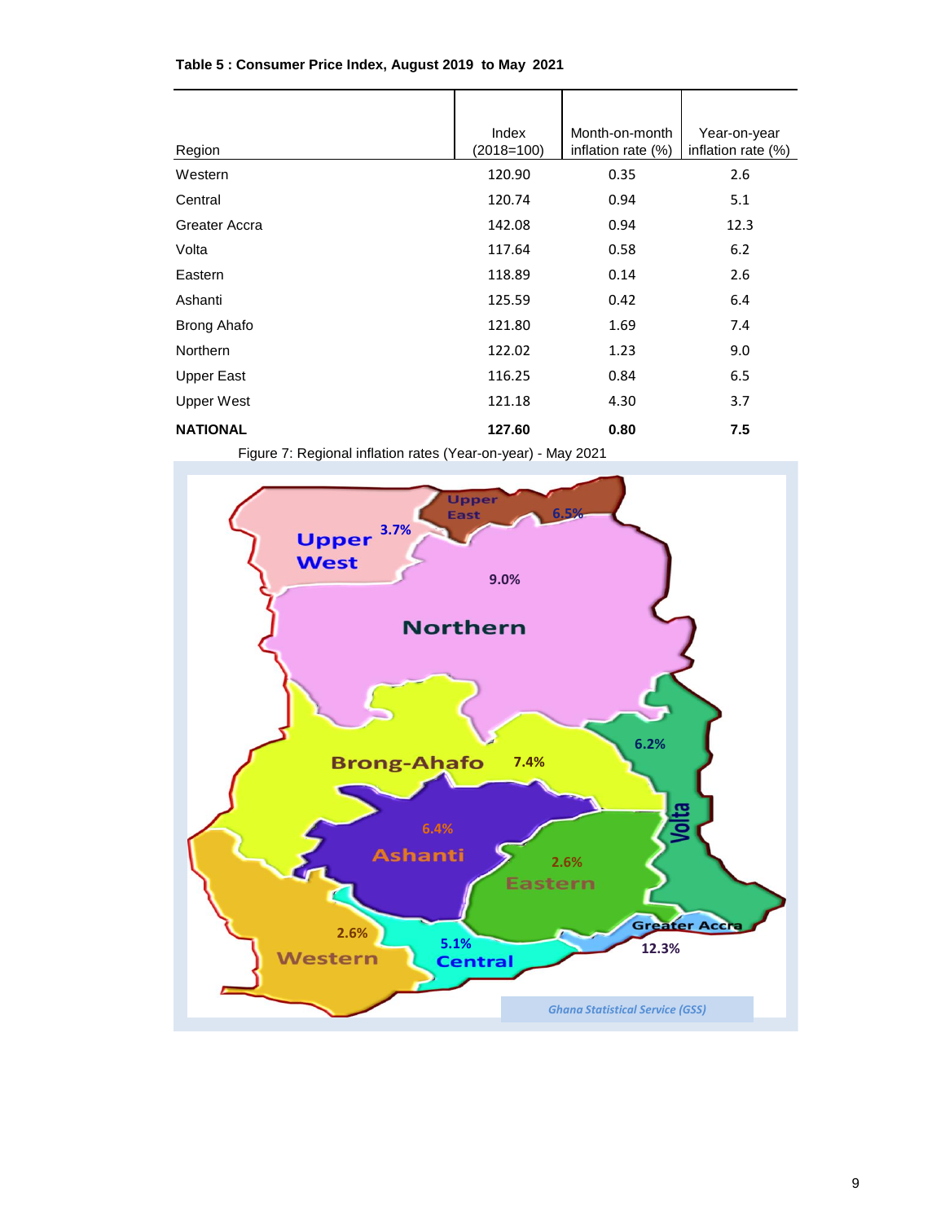**Table 5 : Consumer Price Index, August 2019 to May 2021**

| Region | Index (2018=100) | Month-on-month inflation rate (%) | Year-on-year inflation rate (%) |
|---|---|---|---|
| Western | 120.90 | 0.35 | 2.6 |
| Central | 120.74 | 0.94 | 5.1 |
| Greater Accra | 142.08 | 0.94 | 12.3 |
| Volta | 117.64 | 0.58 | 6.2 |
| Eastern | 118.89 | 0.14 | 2.6 |
| Ashanti | 125.59 | 0.42 | 6.4 |
| Brong Ahafo | 121.80 | 1.69 | 7.4 |
| Northern | 122.02 | 1.23 | 9.0 |
| Upper East | 116.25 | 0.84 | 6.5 |
| Upper West | 121.18 | 4.30 | 3.7 |
| **NATIONAL** | **127.60** | **0.80** | **7.5** |

Figure 7: Regional inflation rates (Year-on-year) - May 2021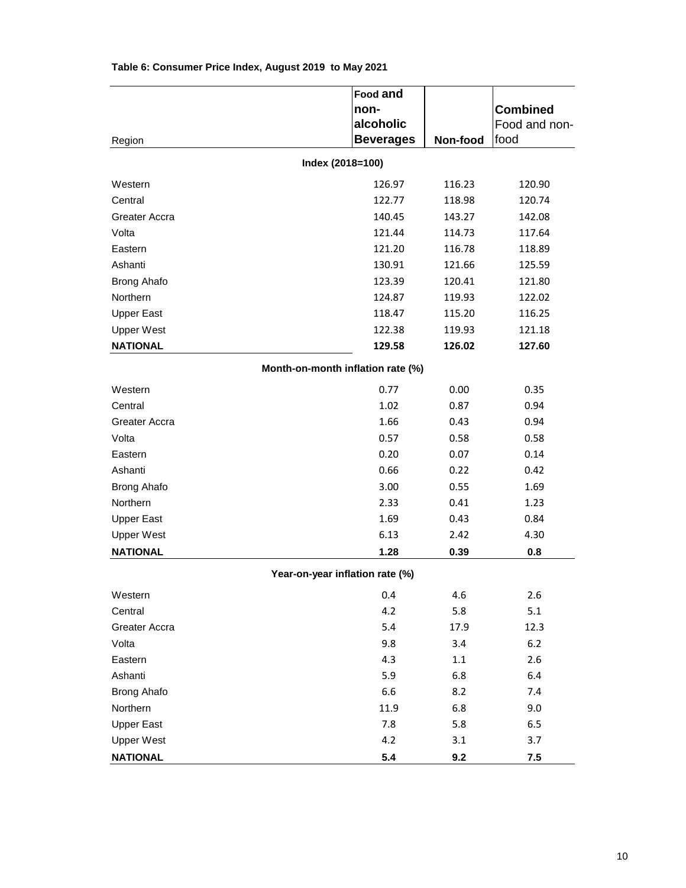**Table 6: Consumer Price Index, August 2019 to May 2021**

| Region | Food and non-alcoholic Beverages | Non-food | Combined Food and non-food |
|---|---|---|---|
| **Index (2018=100)** | | | |
| Western | 126.97 | 116.23 | 120.90 |
| Central | 122.77 | 118.98 | 120.74 |
| Greater Accra | 140.45 | 143.27 | 142.08 |
| Volta | 121.44 | 114.73 | 117.64 |
| Eastern | 121.20 | 116.78 | 118.89 |
| Ashanti | 130.91 | 121.66 | 125.59 |
| Brong Ahafo | 123.39 | 120.41 | 121.80 |
| Northern | 124.87 | 119.93 | 122.02 |
| Upper East | 118.47 | 115.20 | 116.25 |
| Upper West | 122.38 | 119.93 | 121.18 |
| **NATIONAL** | **129.58** | **126.02** | **127.60** |
| **Month-on-month inflation rate (%)** | | | |
| Western | 0.77 | 0.00 | 0.35 |
| Central | 1.02 | 0.87 | 0.94 |
| Greater Accra | 1.66 | 0.43 | 0.94 |
| Volta | 0.57 | 0.58 | 0.58 |
| Eastern | 0.20 | 0.07 | 0.14 |
| Ashanti | 0.66 | 0.22 | 0.42 |
| Brong Ahafo | 3.00 | 0.55 | 1.69 |
| Northern | 2.33 | 0.41 | 1.23 |
| Upper East | 1.69 | 0.43 | 0.84 |
| Upper West | 6.13 | 2.42 | 4.30 |
| **NATIONAL** | **1.28** | **0.39** | **0.8** |
| **Year-on-year inflation rate (%)** | | | |
| Western | 0.4 | 4.6 | 2.6 |
| Central | 4.2 | 5.8 | 5.1 |
| Greater Accra | 5.4 | 17.9 | 12.3 |
| Volta | 9.8 | 3.4 | 6.2 |
| Eastern | 4.3 | 1.1 | 2.6 |
| Ashanti | 5.9 | 6.8 | 6.4 |
| Brong Ahafo | 6.6 | 8.2 | 7.4 |
| Northern | 11.9 | 6.8 | 9.0 |
| Upper East | 7.8 | 5.8 | 6.5 |
| Upper West | 4.2 | 3.1 | 3.7 |
| **NATIONAL** | **5.4** | **9.2** | **7.5** |